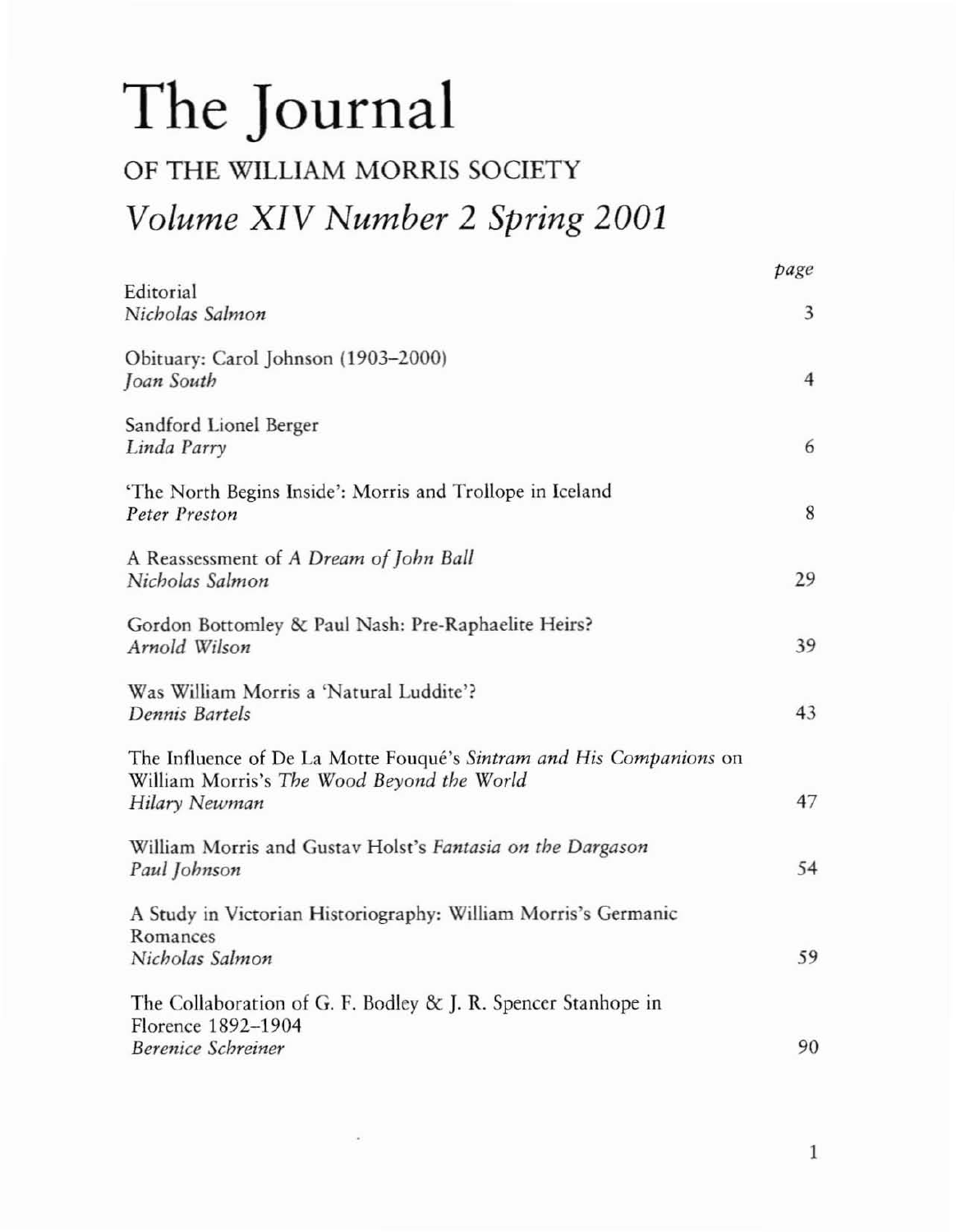# The Journal

## OF THE WILLIAM MORRIS SOCIETY

## *Volume XIV Number 2 Spring 2001*

| | *page* |
|---|---|
| Editorial<br>*Nicholas Salmon* | 3 |
| Obituary: Carol Johnson (1903–2000)<br>*Joan South* | 4 |
| Sandford Lionel Berger<br>*Linda Parry* | 6 |
| 'The North Begins Inside': Morris and Trollope in Iceland<br>*Peter Preston* | 8 |
| A Reassessment of *A Dream of John Ball*<br>*Nicholas Salmon* | 29 |
| Gordon Bottomley & Paul Nash: Pre-Raphaelite Heirs?<br>*Arnold Wilson* | 39 |
| Was William Morris a 'Natural Luddite'?<br>*Dennis Bartels* | 43 |
| The Influence of De La Motte Fouqué's *Sintram and His Companions* on William Morris's *The Wood Beyond the World*<br>*Hilary Newman* | 47 |
| William Morris and Gustav Holst's *Fantasia on the Dargason*<br>*Paul Johnson* | 54 |
| A Study in Victorian Historiography: William Morris's Germanic Romances<br>*Nicholas Salmon* | 59 |
| The Collaboration of G. F. Bodley & J. R. Spencer Stanhope in Florence 1892–1904<br>*Berenice Schreiner* | 90 |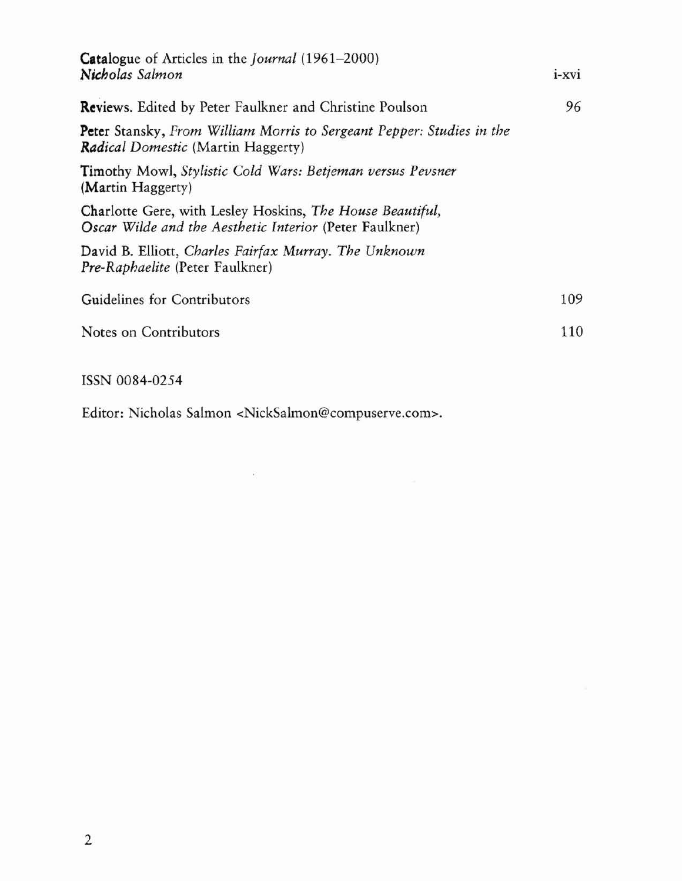Catalogue of Articles in the *Journal* (1961–2000)
*Nicholas Salmon* i-xvi

Reviews. Edited by Peter Faulkner and Christine Poulson 96

Peter Stansky, *From William Morris to Sergeant Pepper: Studies in the Radical Domestic* (Martin Haggerty)

Timothy Mowl, *Stylistic Cold Wars: Betjeman versus Pevsner* (Martin Haggerty)

Charlotte Gere, with Lesley Hoskins, *The House Beautiful, Oscar Wilde and the Aesthetic Interior* (Peter Faulkner)

David B. Elliott, *Charles Fairfax Murray. The Unknown Pre-Raphaelite* (Peter Faulkner)

Guidelines for Contributors 109

Notes on Contributors 110

ISSN 0084-0254

Editor: Nicholas Salmon <NickSalmon@compuserve.com>.